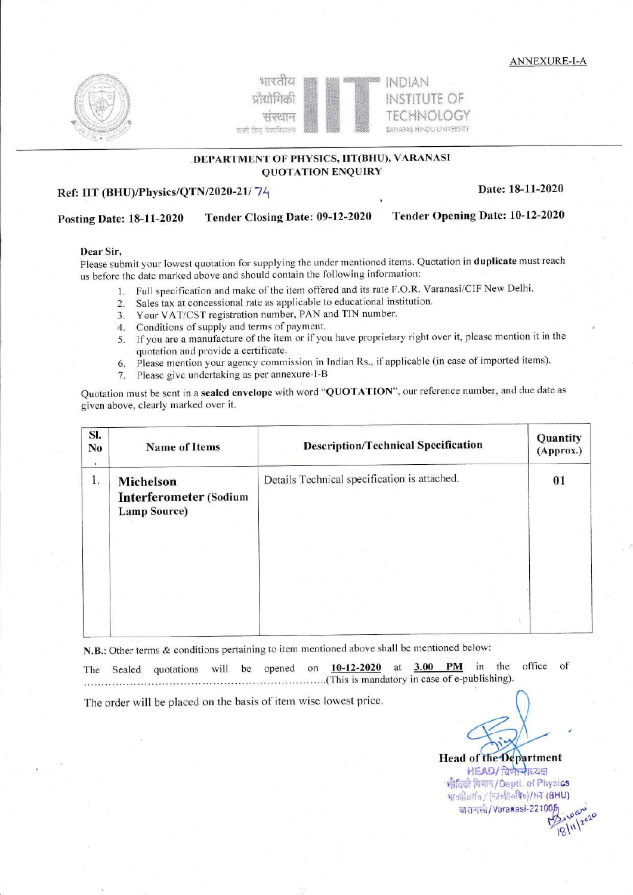ANNEXURE-I-A

भारतीय प्रौद्योगिकी संस्थान (काशी हिन्दू विश्वविद्यालय)

INDIAN INSTITUTE OF TECHNOLOGY
BANARAS HINDU UNIVERSITY

**DEPARTMENT OF PHYSICS, IIT(BHU), VARANASI**
**QUOTATION ENQUIRY**

**Ref: IIT (BHU)/Physics/QTN/2020-21/ 74** **Date: 18-11-2020**

**Posting Date: 18-11-2020** **Tender Closing Date: 09-12-2020** **Tender Opening Date: 10-12-2020**

**Dear Sir,**
Please submit your lowest quotation for supplying the under mentioned items. Quotation in **duplicate** must reach us before the date marked above and should contain the following information:

1. Full specification and make of the item offered and its rate F.O.R. Varanasi/CIF New Delhi.
2. Sales tax at concessional rate as applicable to educational institution.
3. Your VAT/CST registration number, PAN and TIN number.
4. Conditions of supply and terms of payment.
5. If you are a manufacture of the item or if you have proprietary right over it, please mention it in the quotation and provide a certificate.
6. Please mention your agency commission in Indian Rs., if applicable (in case of imported items).
7. Please give undertaking as per annexure-I-B

Quotation must be sent in a **sealed envelope** with word "**QUOTATION**", our reference number, and due date as given above, clearly marked over it.

| Sl. No | Name of Items | Description/Technical Specification | Quantity (Approx.) |
|---|---|---|---|
| 1. | **Michelson Interferometer** (Sodium Lamp Source) | Details Technical specification is attached. | **01** |

**N.B.:** Other terms & conditions pertaining to item mentioned above shall be mentioned below:

The Sealed quotations will be opened on **10-12-2020** at **3.00 PM** in the office of ..................................................................(This is mandatory in case of e-publishing).

The order will be placed on the basis of item wise lowest price.

**Head of the Department**
HEAD/ विभागाध्यक्ष
भौतिकी विभाग/Deptt. of Physics
भा०प्रौ०सं०/(का०हि०वि०)/IIT (BHU)
वाराणसी/Varanasi-221005
18/11/2020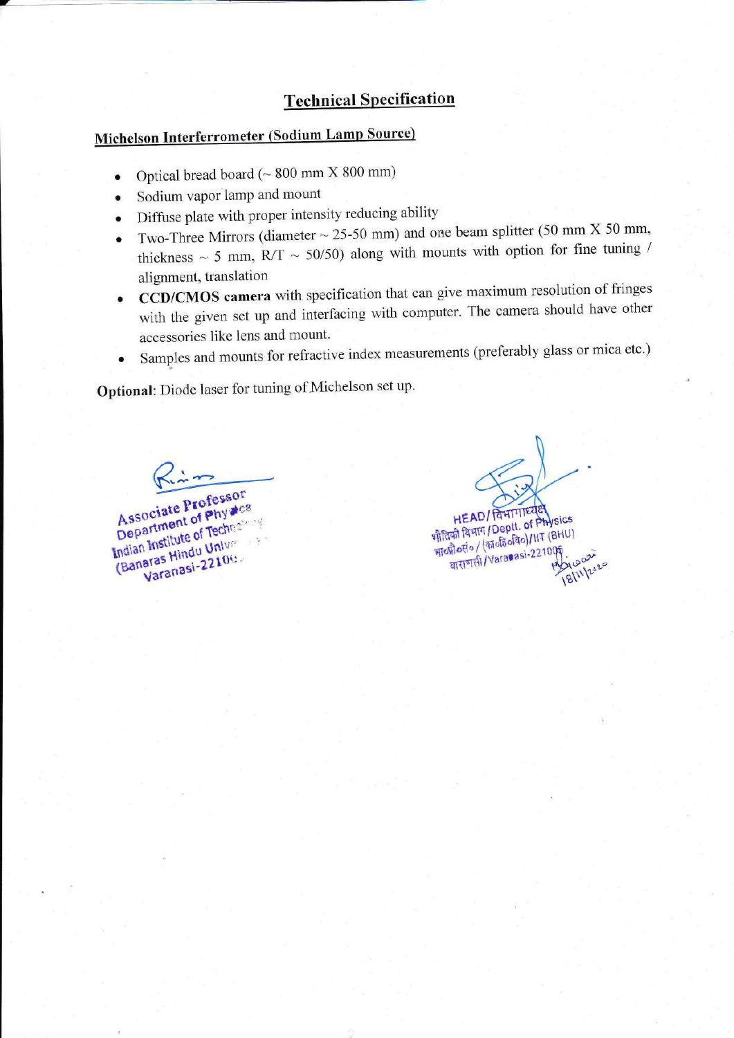## Technical Specification

### Michelson Interferrometer (Sodium Lamp Source)

- Optical bread board (~ 800 mm X 800 mm)
- Sodium vapor lamp and mount
- Diffuse plate with proper intensity reducing ability
- Two-Three Mirrors (diameter ~ 25-50 mm) and one beam splitter (50 mm X 50 mm, thickness ~ 5 mm, R/T ~ 50/50) along with mounts with option for fine tuning / alignment, translation
- **CCD/CMOS camera** with specification that can give maximum resolution of fringes with the given set up and interfacing with computer. The camera should have other accessories like lens and mount.
- Samples and mounts for refractive index measurements (preferably glass or mica etc.)

**Optional**: Diode laser for tuning of Michelson set up.

Associate Professor
Department of Physics
Indian Institute of Technology
(Banaras Hindu University)
Varanasi-22100

HEAD/ विभागाध्यक्ष
भौतिकी विभाग / Deptt. of Physics
भा०प्रौ०सं० / (का०हि०वि०)/IIT (BHU)
वाराणसी/Varanasi-221005
18/11/2020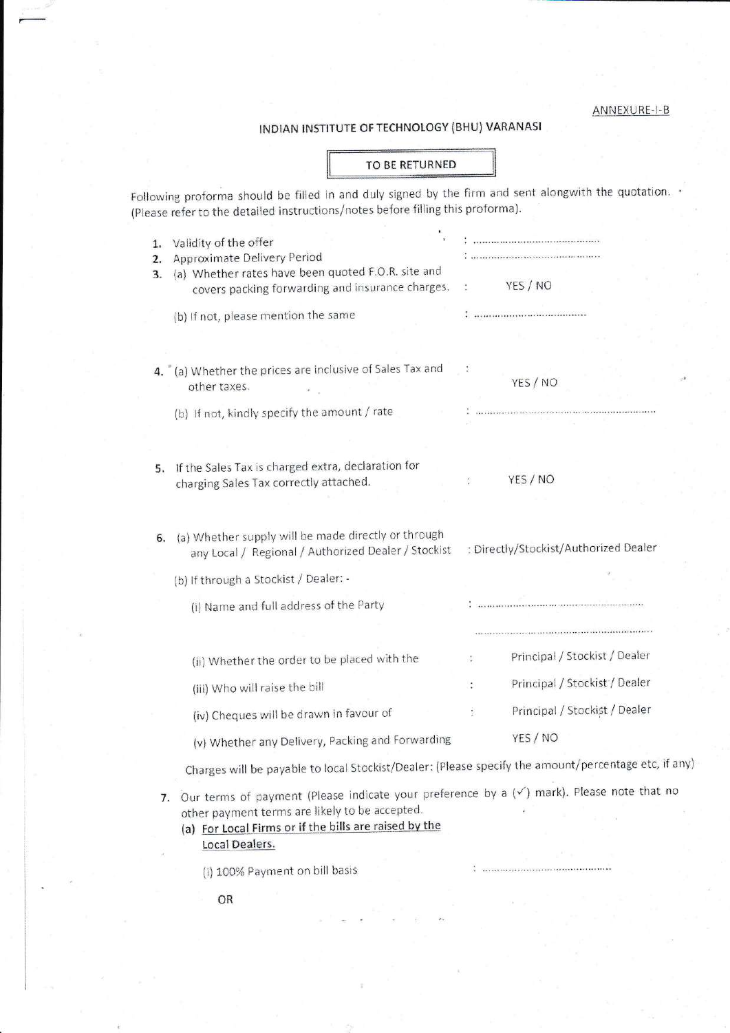ANNEXURE-I-B

## INDIAN INSTITUTE OF TECHNOLOGY (BHU) VARANASI

**TO BE RETURNED**

Following proforma should be filled in and duly signed by the firm and sent alongwith the quotation. (Please refer to the detailed instructions/notes before filling this proforma).

1. Validity of the offer : ..........................................
2. Approximate Delivery Period : ..........................................
3. (a) Whether rates have been quoted F.O.R. site and covers packing forwarding and insurance charges. : YES / NO

   (b) If not, please mention the same : ..........................................

4. (a) Whether the prices are inclusive of Sales Tax and other taxes. : YES / NO

   (b) If not, kindly specify the amount / rate : ..........................................

5. If the Sales Tax is charged extra, declaration for charging Sales Tax correctly attached. : YES / NO

6. (a) Whether supply will be made directly or through any Local / Regional / Authorized Dealer / Stockist : Directly/Stockist/Authorized Dealer

   (b) If through a Stockist / Dealer: -

   (i) Name and full address of the Party : ..........................................

   ..........................................

   (ii) Whether the order to be placed with the : Principal / Stockist / Dealer

   (iii) Who will raise the bill : Principal / Stockist / Dealer

   (iv) Cheques will be drawn in favour of : Principal / Stockist / Dealer

   (v) Whether any Delivery, Packing and Forwarding YES / NO

   Charges will be payable to local Stockist/Dealer: (Please specify the amount/percentage etc, if any)

7. Our terms of payment (Please indicate your preference by a (✓) mark). Please note that no other payment terms are likely to be accepted.

   (a) <u>For Local Firms or if the bills are raised by the Local Dealers.</u>

   (i) 100% Payment on bill basis : ..........................................

   OR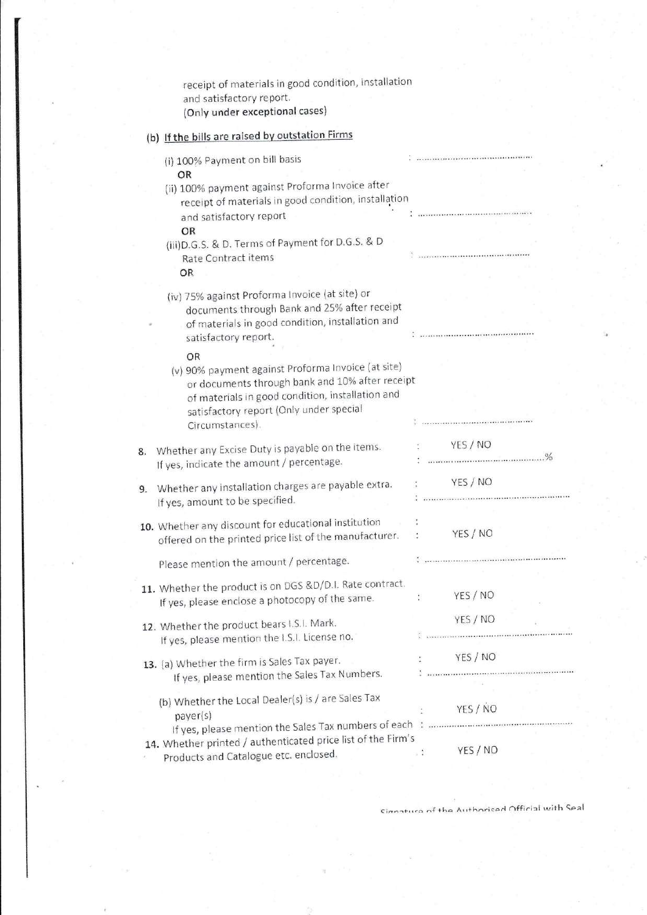receipt of materials in good condition, installation and satisfactory report.
(Only under exceptional cases)

(b) <u>If the bills are raised by outstation Firms</u>

(i) 100% Payment on bill basis : ..........................................

OR

(ii) 100% payment against Proforma Invoice after receipt of materials in good condition, installation and satisfactory report : ..........................................

OR

(iii) D.G.S. & D. Terms of Payment for D.G.S. & D Rate Contract items : ..........................................

OR

(iv) 75% against Proforma Invoice (at site) or documents through Bank and 25% after receipt of materials in good condition, installation and satisfactory report. : ..........................................

OR

(v) 90% payment against Proforma Invoice (at site) or documents through bank and 10% after receipt of materials in good condition, installation and satisfactory report (Only under special Circumstances). : ..........................................

8. Whether any Excise Duty is payable on the items. : YES / NO
   If yes, indicate the amount / percentage. : ..........................................%

9. Whether any installation charges are payable extra. : YES / NO
   If yes, amount to be specified. : ..........................................

10. Whether any discount for educational institution offered on the printed price list of the manufacturer. : YES / NO

    Please mention the amount / percentage. : ..........................................

11. Whether the product is on DGS &D/D.I. Rate contract. : YES / NO
    If yes, please enclose a photocopy of the same.

12. Whether the product bears I.S.I. Mark. YES / NO
    If yes, please mention the I.S.I. License no. : ..........................................

13. (a) Whether the firm is Sales Tax payer. : YES / NO
    If yes, please mention the Sales Tax Numbers. : ..........................................

    (b) Whether the Local Dealer(s) is / are Sales Tax payer(s) : YES / NO
    If yes, please mention the Sales Tax numbers of each : ..........................................

14. Whether printed / authenticated price list of the Firm's Products and Catalogue etc. enclosed. : YES / NO

Signature of the Authorised Official with Seal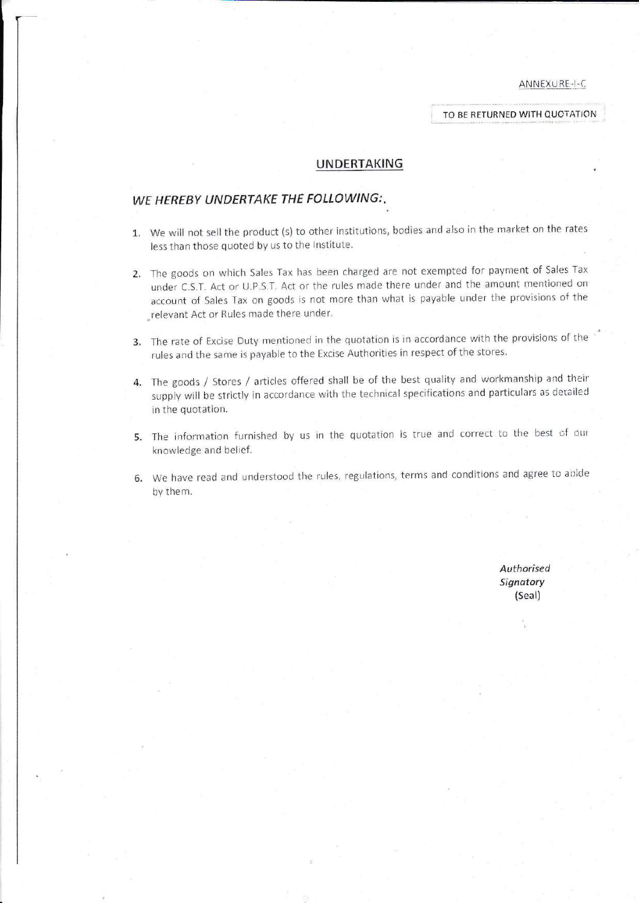ANNEXURE-I-C

TO BE RETURNED WITH QUOTATION

## UNDERTAKING

***WE HEREBY UNDERTAKE THE FOLLOWING:.***

1. We will not sell the product (s) to other institutions, bodies and also in the market on the rates less than those quoted by us to the Institute.

2. The goods on which Sales Tax has been charged are not exempted for payment of Sales Tax under C.S.T. Act or U.P.S.T. Act or the rules made there under and the amount mentioned on account of Sales Tax on goods is not more than what is payable under the provisions of the relevant Act or Rules made there under.

3. The rate of Excise Duty mentioned in the quotation is in accordance with the provisions of the rules and the same is payable to the Excise Authorities in respect of the stores.

4. The goods / Stores / articles offered shall be of the best quality and workmanship and their supply will be strictly in accordance with the technical specifications and particulars as detailed in the quotation.

5. The information furnished by us in the quotation is true and correct to the best of our knowledge and belief.

6. We have read and understood the rules, regulations, terms and conditions and agree to abide by them.

*Authorised Signatory*
(Seal)